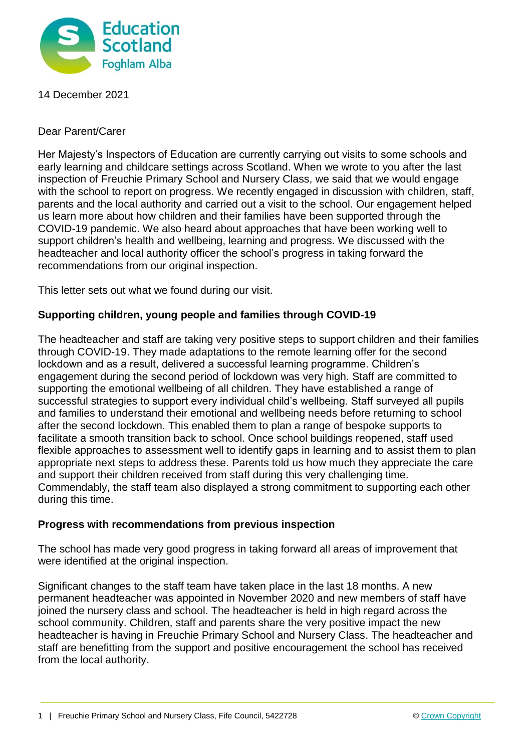14 December 2021

Dear Parent/Carer

Her Majesty's Inspectors of Education are currently carrying out visits to some schools and early learning and childcare settings across Scotland. When we wrote to you after the last inspection of Freuchie Primary School and Nursery Class, we said that we would engage with the school to report on progress. We recently engaged in discussion with children, staff, parents and the local authority and carried out a visit to the school. Our engagement helped us learn more about how children and their families have been supported through the COVID-19 pandemic. We also heard about approaches that have been working well to support children's health and wellbeing, learning and progress. We discussed with the headteacher and local authority officer the school's progress in taking forward the recommendations from our original inspection.

This letter sets out what we found during our visit.

## Supporting children, young people and families through COVID-19

The headteacher and staff are taking very positive steps to support children and their families through COVID-19. They made adaptations to the remote learning offer for the second lockdown and as a result, delivered a successful learning programme. Children's engagement during the second period of lockdown was very high. Staff are committed to supporting the emotional wellbeing of all children. They have established a range of successful strategies to support every individual child's wellbeing. Staff surveyed all pupils and families to understand their emotional and wellbeing needs before returning to school after the second lockdown. This enabled them to plan a range of bespoke supports to facilitate a smooth transition back to school. Once school buildings reopened, staff used flexible approaches to assessment well to identify gaps in learning and to assist them to plan appropriate next steps to address these. Parents told us how much they appreciate the care and support their children received from staff during this very challenging time. Commendably, the staff team also displayed a strong commitment to supporting each other during this time.

## Progress with recommendations from previous inspection

The school has made very good progress in taking forward all areas of improvement that were identified at the original inspection.

Significant changes to the staff team have taken place in the last 18 months. A new permanent headteacher was appointed in November 2020 and new members of staff have joined the nursery class and school. The headteacher is held in high regard across the school community. Children, staff and parents share the very positive impact the new headteacher is having in Freuchie Primary School and Nursery Class. The headteacher and staff are benefitting from the support and positive encouragement the school has received from the local authority.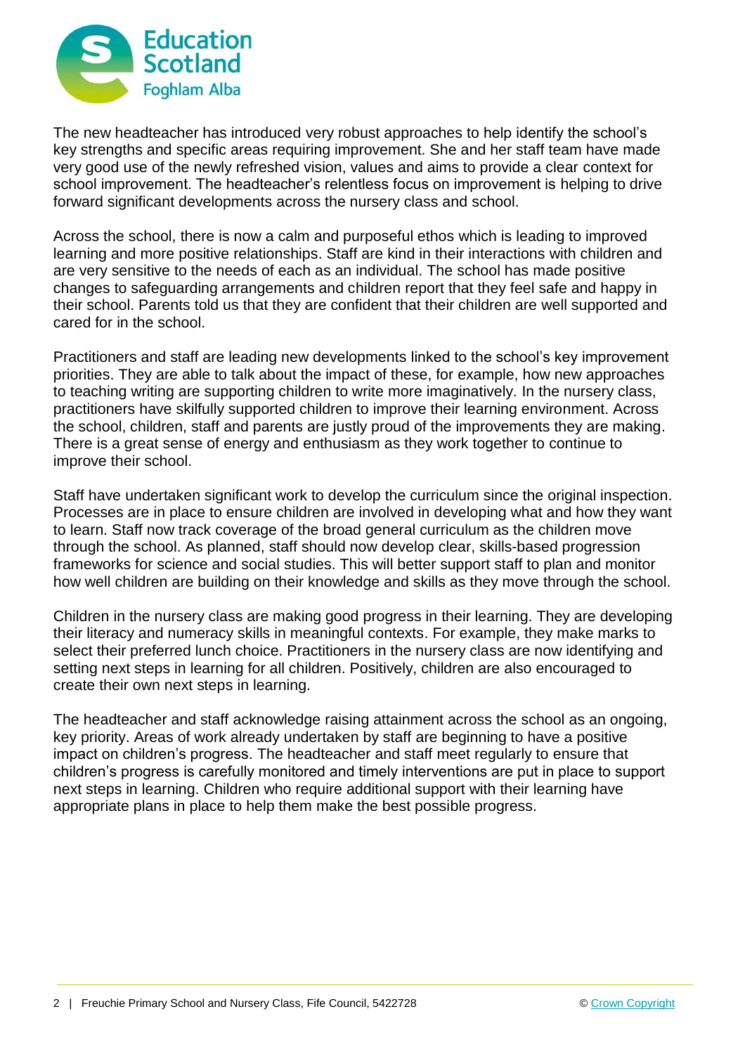The new headteacher has introduced very robust approaches to help identify the school's key strengths and specific areas requiring improvement. She and her staff team have made very good use of the newly refreshed vision, values and aims to provide a clear context for school improvement. The headteacher's relentless focus on improvement is helping to drive forward significant developments across the nursery class and school.

Across the school, there is now a calm and purposeful ethos which is leading to improved learning and more positive relationships. Staff are kind in their interactions with children and are very sensitive to the needs of each as an individual. The school has made positive changes to safeguarding arrangements and children report that they feel safe and happy in their school. Parents told us that they are confident that their children are well supported and cared for in the school.

Practitioners and staff are leading new developments linked to the school's key improvement priorities. They are able to talk about the impact of these, for example, how new approaches to teaching writing are supporting children to write more imaginatively. In the nursery class, practitioners have skilfully supported children to improve their learning environment. Across the school, children, staff and parents are justly proud of the improvements they are making. There is a great sense of energy and enthusiasm as they work together to continue to improve their school.

Staff have undertaken significant work to develop the curriculum since the original inspection. Processes are in place to ensure children are involved in developing what and how they want to learn. Staff now track coverage of the broad general curriculum as the children move through the school. As planned, staff should now develop clear, skills-based progression frameworks for science and social studies. This will better support staff to plan and monitor how well children are building on their knowledge and skills as they move through the school.

Children in the nursery class are making good progress in their learning. They are developing their literacy and numeracy skills in meaningful contexts. For example, they make marks to select their preferred lunch choice. Practitioners in the nursery class are now identifying and setting next steps in learning for all children. Positively, children are also encouraged to create their own next steps in learning.

The headteacher and staff acknowledge raising attainment across the school as an ongoing, key priority. Areas of work already undertaken by staff are beginning to have a positive impact on children's progress. The headteacher and staff meet regularly to ensure that children's progress is carefully monitored and timely interventions are put in place to support next steps in learning. Children who require additional support with their learning have appropriate plans in place to help them make the best possible progress.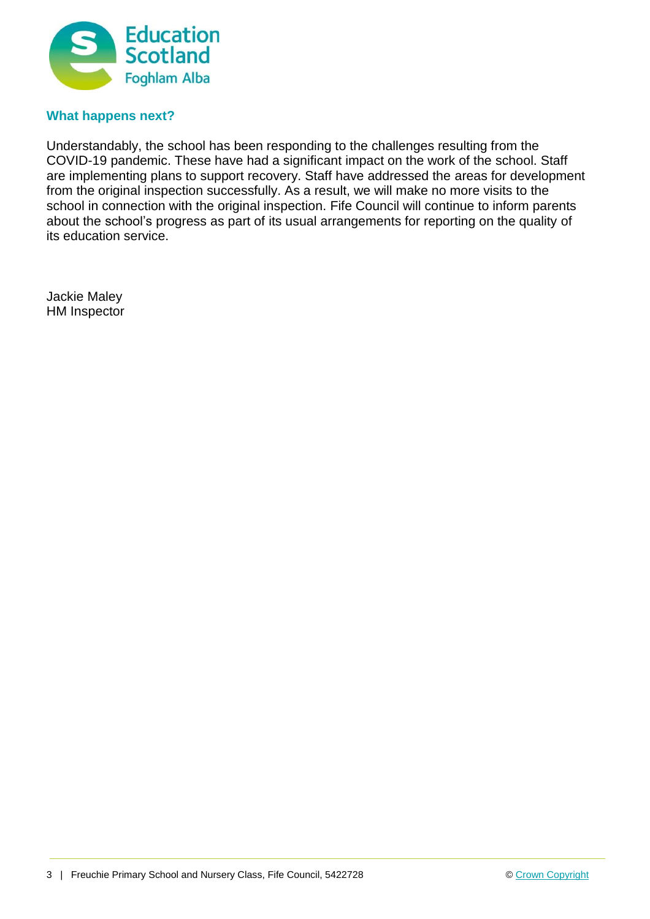### What happens next?

Understandably, the school has been responding to the challenges resulting from the COVID-19 pandemic. These have had a significant impact on the work of the school. Staff are implementing plans to support recovery. Staff have addressed the areas for development from the original inspection successfully. As a result, we will make no more visits to the school in connection with the original inspection. Fife Council will continue to inform parents about the school's progress as part of its usual arrangements for reporting on the quality of its education service.

Jackie Maley
HM Inspector